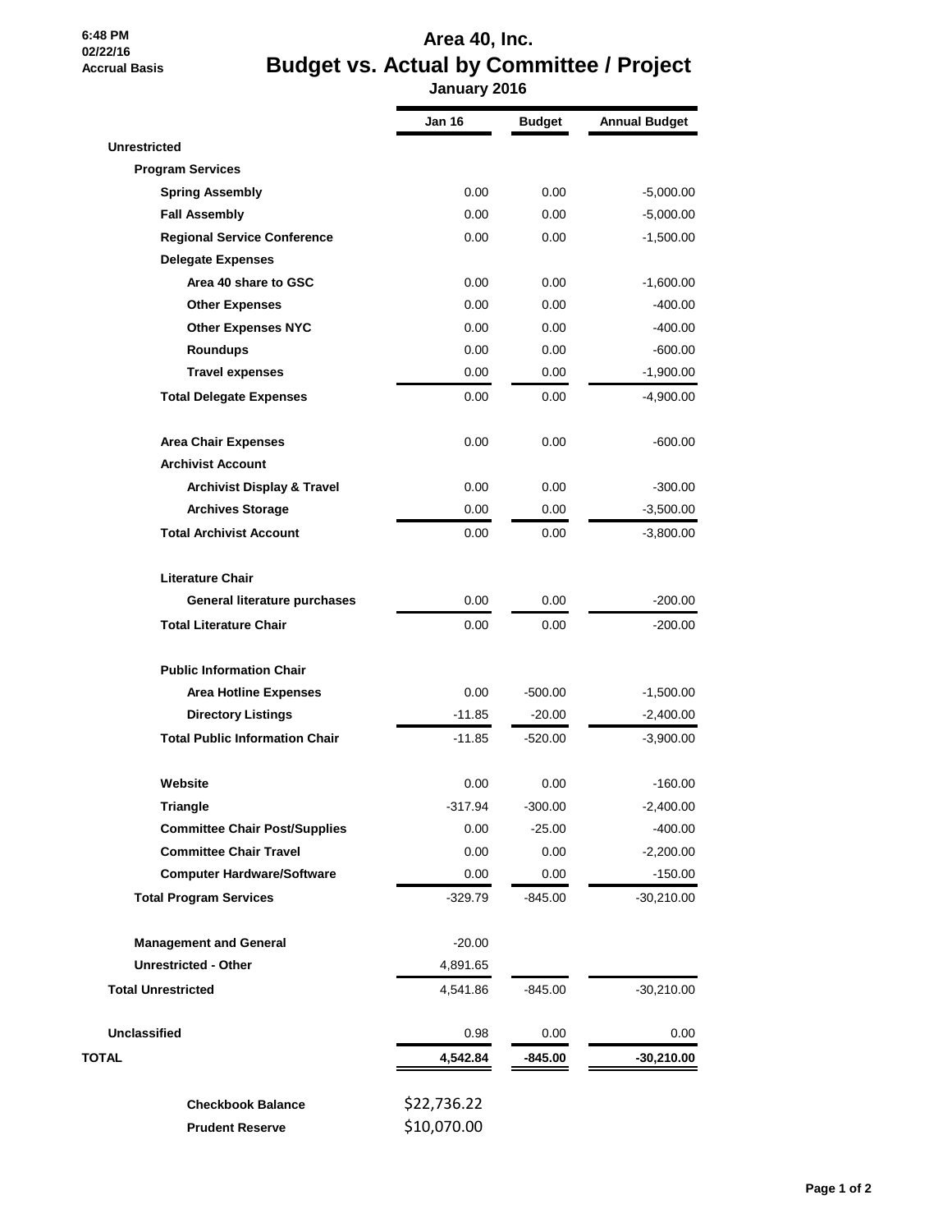6:48 PM
02/22/16
Accrual Basis

# Area 40, Inc.
## Budget vs. Actual by Committee / Project
### January 2016

| | Jan 16 | Budget | Annual Budget |
|---|---|---|---|
| **Unrestricted** | | | |
| **Program Services** | | | |
| **Spring Assembly** | 0.00 | 0.00 | -5,000.00 |
| **Fall Assembly** | 0.00 | 0.00 | -5,000.00 |
| **Regional Service Conference** | 0.00 | 0.00 | -1,500.00 |
| **Delegate Expenses** | | | |
| **Area 40 share to GSC** | 0.00 | 0.00 | -1,600.00 |
| **Other Expenses** | 0.00 | 0.00 | -400.00 |
| **Other Expenses NYC** | 0.00 | 0.00 | -400.00 |
| **Roundups** | 0.00 | 0.00 | -600.00 |
| **Travel expenses** | 0.00 | 0.00 | -1,900.00 |
| **Total Delegate Expenses** | 0.00 | 0.00 | -4,900.00 |
| **Area Chair Expenses** | 0.00 | 0.00 | -600.00 |
| **Archivist Account** | | | |
| **Archivist Display & Travel** | 0.00 | 0.00 | -300.00 |
| **Archives Storage** | 0.00 | 0.00 | -3,500.00 |
| **Total Archivist Account** | 0.00 | 0.00 | -3,800.00 |
| **Literature Chair** | | | |
| **General literature purchases** | 0.00 | 0.00 | -200.00 |
| **Total Literature Chair** | 0.00 | 0.00 | -200.00 |
| **Public Information Chair** | | | |
| **Area Hotline Expenses** | 0.00 | -500.00 | -1,500.00 |
| **Directory Listings** | -11.85 | -20.00 | -2,400.00 |
| **Total Public Information Chair** | -11.85 | -520.00 | -3,900.00 |
| **Website** | 0.00 | 0.00 | -160.00 |
| **Triangle** | -317.94 | -300.00 | -2,400.00 |
| **Committee Chair Post/Supplies** | 0.00 | -25.00 | -400.00 |
| **Committee Chair Travel** | 0.00 | 0.00 | -2,200.00 |
| **Computer Hardware/Software** | 0.00 | 0.00 | -150.00 |
| **Total Program Services** | -329.79 | -845.00 | -30,210.00 |
| **Management and General** | -20.00 | | |
| **Unrestricted - Other** | 4,891.65 | | |
| **Total Unrestricted** | 4,541.86 | -845.00 | -30,210.00 |
| **Unclassified** | 0.98 | 0.00 | 0.00 |
| **TOTAL** | **4,542.84** | **-845.00** | **-30,210.00** |

| | |
|---|---|
| **Checkbook Balance** | $22,736.22 |
| **Prudent Reserve** | $10,070.00 |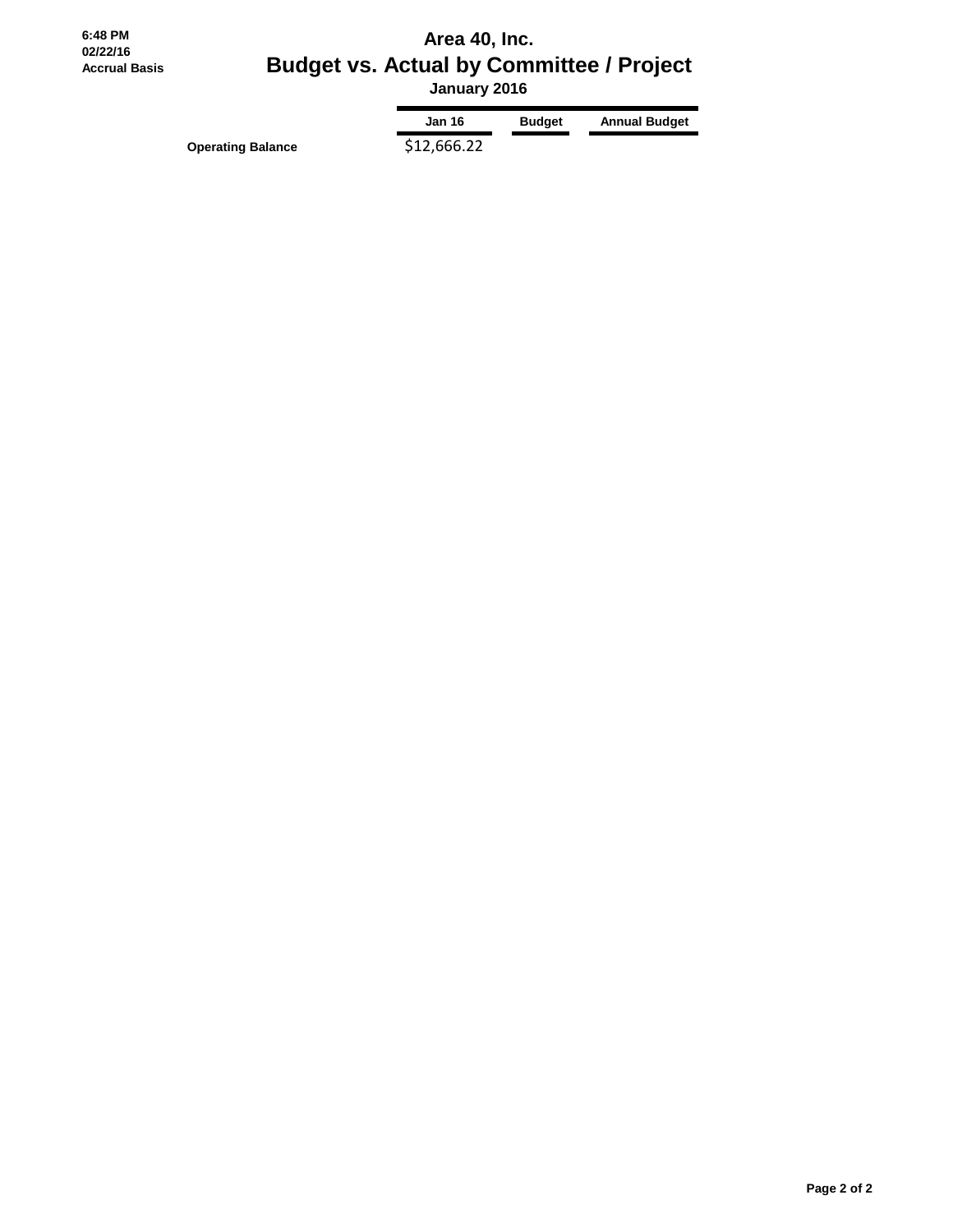6:48 PM
02/22/16
Accrual Basis

# Area 40, Inc.

## Budget vs. Actual by Committee / Project

### January 2016

| | Jan 16 | Budget | Annual Budget |
|---|---|---|---|
| **Operating Balance** | $12,666.22 | | |